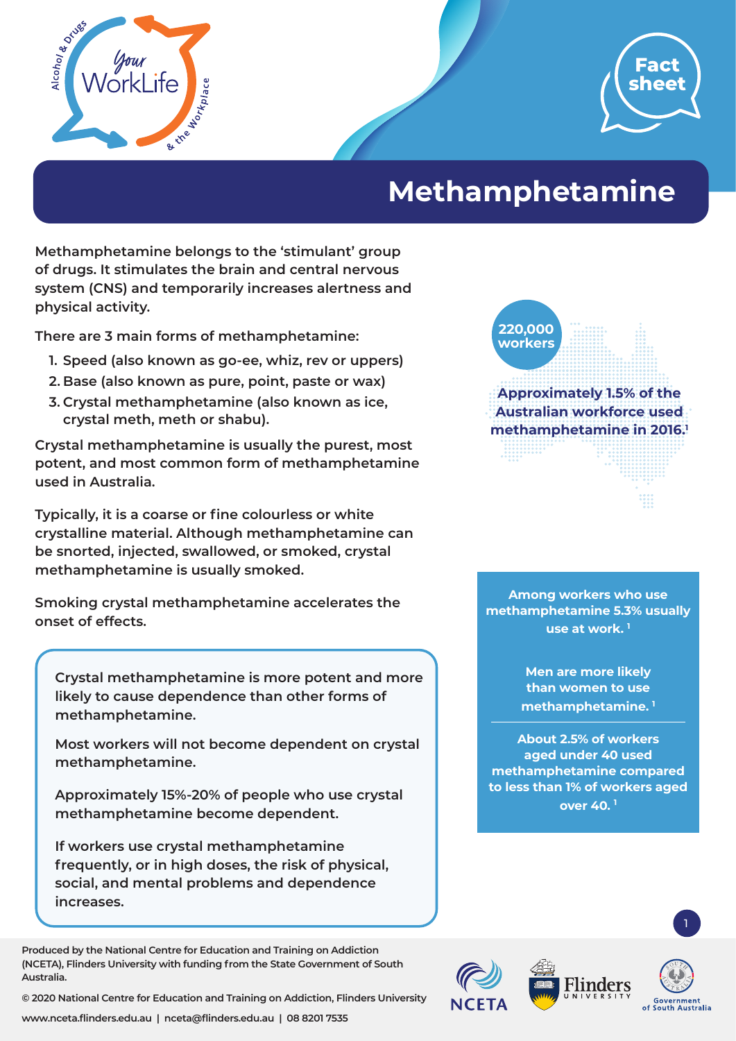Fact sheet

# Methamphetamine

**Methamphetamine belongs to the 'stimulant' group of drugs. It stimulates the brain and central nervous system (CNS) and temporarily increases alertness and physical activity.**

**There are 3 main forms of methamphetamine:**

1. **Speed (also known as go-ee, whiz, rev or uppers)**
2. **Base (also known as pure, point, paste or wax)**
3. **Crystal methamphetamine (also known as ice, crystal meth, meth or shabu).**

**Crystal methamphetamine is usually the purest, most potent, and most common form of methamphetamine used in Australia.**

**Typically, it is a coarse or fine colourless or white crystalline material. Although methamphetamine can be snorted, injected, swallowed, or smoked, crystal methamphetamine is usually smoked.**

**Smoking crystal methamphetamine accelerates the onset of effects.**

> **Crystal methamphetamine is more potent and more likely to cause dependence than other forms of methamphetamine.**
>
> **Most workers will not become dependent on crystal methamphetamine.**
>
> **Approximately 15%-20% of people who use crystal methamphetamine become dependent.**
>
> **If workers use crystal methamphetamine frequently, or in high doses, the risk of physical, social, and mental problems and dependence increases.**

**220,000 workers**

**Approximately 1.5% of the Australian workforce used methamphetamine in 2016.**[1]

**Among workers who use methamphetamine 5.3% usually use at work.**[1]

**Men are more likely than women to use methamphetamine.**[1]

**About 2.5% of workers aged under 40 used methamphetamine compared to less than 1% of workers aged over 40.**[1]

Produced by the National Centre for Education and Training on Addiction (NCETA), Flinders University with funding from the State Government of South Australia.

© 2020 National Centre for Education and Training on Addiction, Flinders University

www.nceta.flinders.edu.au | nceta@flinders.edu.au | 08 8201 7535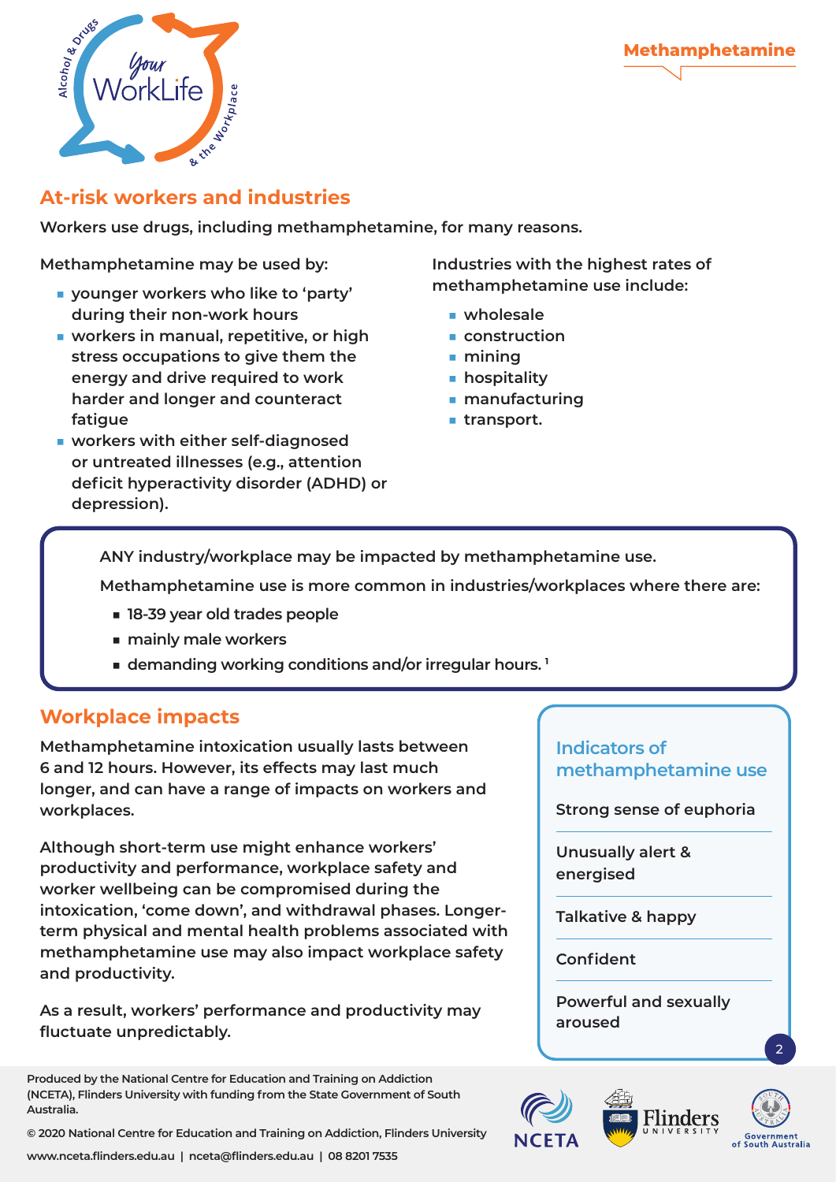## At-risk workers and industries

Workers use drugs, including methamphetamine, for many reasons.

Methamphetamine may be used by:

- younger workers who like to 'party' during their non-work hours
- workers in manual, repetitive, or high stress occupations to give them the energy and drive required to work harder and longer and counteract fatigue
- workers with either self-diagnosed or untreated illnesses (e.g., attention deficit hyperactivity disorder (ADHD) or depression).

Industries with the highest rates of methamphetamine use include:

- wholesale
- construction
- mining
- hospitality
- manufacturing
- transport.

ANY industry/workplace may be impacted by methamphetamine use.

Methamphetamine use is more common in industries/workplaces where there are:

- 18-39 year old trades people
- mainly male workers
- demanding working conditions and/or irregular hours. [1]

## Workplace impacts

Methamphetamine intoxication usually lasts between 6 and 12 hours. However, its effects may last much longer, and can have a range of impacts on workers and workplaces.

Although short-term use might enhance workers' productivity and performance, workplace safety and worker wellbeing can be compromised during the intoxication, 'come down', and withdrawal phases. Longer-term physical and mental health problems associated with methamphetamine use may also impact workplace safety and productivity.

As a result, workers' performance and productivity may fluctuate unpredictably.

### Indicators of methamphetamine use

- Strong sense of euphoria
- Unusually alert & energised
- Talkative & happy
- Confident
- Powerful and sexually aroused

Produced by the National Centre for Education and Training on Addiction (NCETA), Flinders University with funding from the State Government of South Australia.

© 2020 National Centre for Education and Training on Addiction, Flinders University

www.nceta.flinders.edu.au | nceta@flinders.edu.au | 08 8201 7535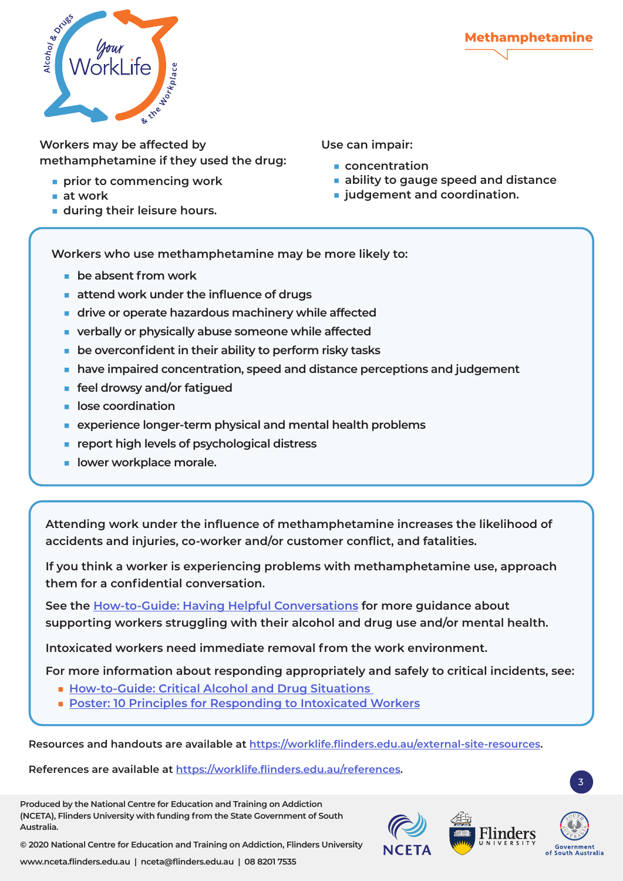# Methamphetamine

Workers may be affected by methamphetamine if they used the drug:

- prior to commencing work
- at work
- during their leisure hours.

Use can impair:

- concentration
- ability to gauge speed and distance
- judgement and coordination.

Workers who use methamphetamine may be more likely to:

- be absent from work
- attend work under the influence of drugs
- drive or operate hazardous machinery while affected
- verbally or physically abuse someone while affected
- be overconfident in their ability to perform risky tasks
- have impaired concentration, speed and distance perceptions and judgement
- feel drowsy and/or fatigued
- lose coordination
- experience longer-term physical and mental health problems
- report high levels of psychological distress
- lower workplace morale.

Attending work under the influence of methamphetamine increases the likelihood of accidents and injuries, co-worker and/or customer conflict, and fatalities.

If you think a worker is experiencing problems with methamphetamine use, approach them for a confidential conversation.

See the How-to-Guide: Having Helpful Conversations for more guidance about supporting workers struggling with their alcohol and drug use and/or mental health.

Intoxicated workers need immediate removal from the work environment.

For more information about responding appropriately and safely to critical incidents, see:

- How-to-Guide: Critical Alcohol and Drug Situations
- Poster: 10 Principles for Responding to Intoxicated Workers

Resources and handouts are available at https://worklife.flinders.edu.au/external-site-resources.

References are available at https://worklife.flinders.edu.au/references.

Produced by the National Centre for Education and Training on Addiction (NCETA), Flinders University with funding from the State Government of South Australia.

© 2020 National Centre for Education and Training on Addiction, Flinders University

www.nceta.flinders.edu.au | nceta@flinders.edu.au | 08 8201 7535